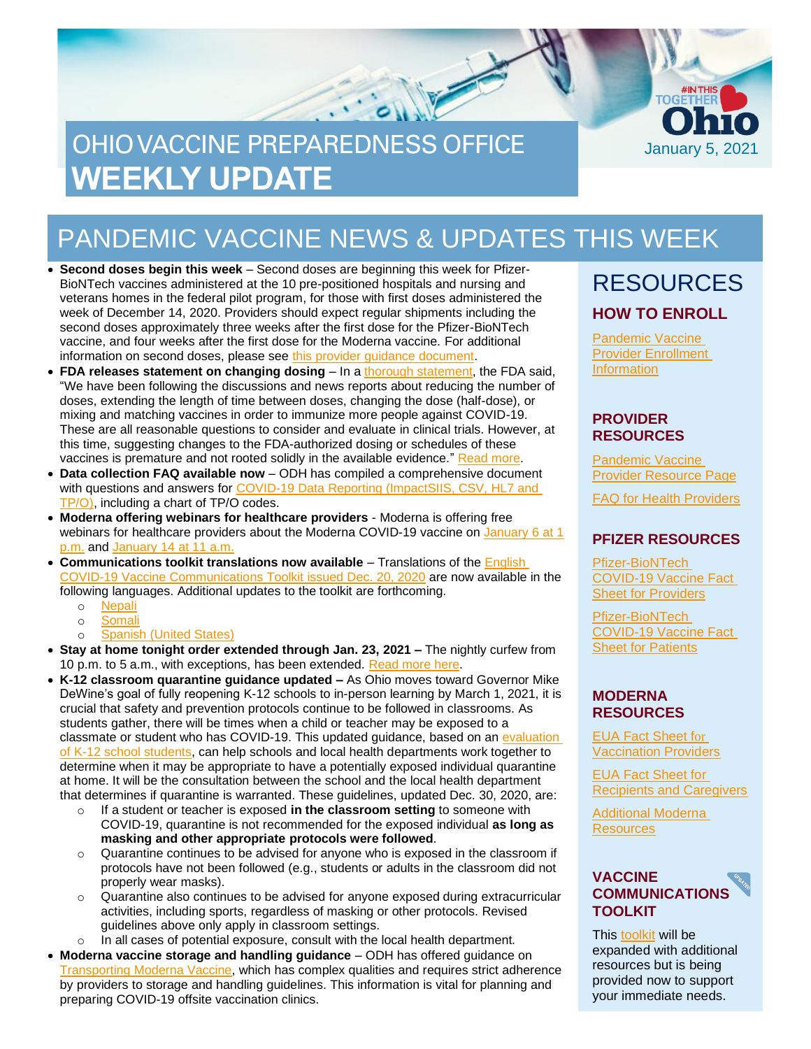# OHIO VACCINE PREPAREDNESS OFFICE
# WEEKLY UPDATE

#INTHIS TOGETHER Ohio

January 5, 2021

## PANDEMIC VACCINE NEWS & UPDATES THIS WEEK

- **Second doses begin this week** – Second doses are beginning this week for Pfizer-BioNTech vaccines administered at the 10 pre-positioned hospitals and nursing and veterans homes in the federal pilot program, for those with first doses administered the week of December 14, 2020. Providers should expect regular shipments including the second doses approximately three weeks after the first dose for the Pfizer-BioNTech vaccine, and four weeks after the first dose for the Moderna vaccine. For additional information on second doses, please see this provider guidance document.
- **FDA releases statement on changing dosing** – In a thorough statement, the FDA said, "We have been following the discussions and news reports about reducing the number of doses, extending the length of time between doses, changing the dose (half-dose), or mixing and matching vaccines in order to immunize more people against COVID-19. These are all reasonable questions to consider and evaluate in clinical trials. However, at this time, suggesting changes to the FDA-authorized dosing or schedules of these vaccines is premature and not rooted solidly in the available evidence." Read more.
- **Data collection FAQ available now** – ODH has compiled a comprehensive document with questions and answers for COVID-19 Data Reporting (ImpactSIIS, CSV, HL7 and TP/O), including a chart of TP/O codes.
- **Moderna offering webinars for healthcare providers** - Moderna is offering free webinars for healthcare providers about the Moderna COVID-19 vaccine on January 6 at 1 p.m. and January 14 at 11 a.m.
- **Communications toolkit translations now available** – Translations of the English COVID-19 Vaccine Communications Toolkit issued Dec. 20, 2020 are now available in the following languages. Additional updates to the toolkit are forthcoming.
  - Nepali
  - Somali
  - Spanish (United States)
- **Stay at home tonight order extended through Jan. 23, 2021 –** The nightly curfew from 10 p.m. to 5 a.m., with exceptions, has been extended. Read more here.
- **K-12 classroom quarantine guidance updated –** As Ohio moves toward Governor Mike DeWine's goal of fully reopening K-12 schools to in-person learning by March 1, 2021, it is crucial that safety and prevention protocols continue to be followed in classrooms. As students gather, there will be times when a child or teacher may be exposed to a classmate or student who has COVID-19. This updated guidance, based on an evaluation of K-12 school students, can help schools and local health departments work together to determine when it may be appropriate to have a potentially exposed individual quarantine at home. It will be the consultation between the school and the local health department that determines if quarantine is warranted. These guidelines, updated Dec. 30, 2020, are:
  - If a student or teacher is exposed **in the classroom setting** to someone with COVID-19, quarantine is not recommended for the exposed individual **as long as masking and other appropriate protocols were followed**.
  - Quarantine continues to be advised for anyone who is exposed in the classroom if protocols have not been followed (e.g., students or adults in the classroom did not properly wear masks).
  - Quarantine also continues to be advised for anyone exposed during extracurricular activities, including sports, regardless of masking or other protocols. Revised guidelines above only apply in classroom settings.
  - In all cases of potential exposure, consult with the local health department.
- **Moderna vaccine storage and handling guidance** – ODH has offered guidance on Transporting Moderna Vaccine, which has complex qualities and requires strict adherence by providers to storage and handling guidelines. This information is vital for planning and preparing COVID-19 offsite vaccination clinics.

## RESOURCES

### HOW TO ENROLL

Pandemic Vaccine Provider Enrollment Information

### PROVIDER RESOURCES

Pandemic Vaccine Provider Resource Page

FAQ for Health Providers

### PFIZER RESOURCES

Pfizer-BioNTech COVID-19 Vaccine Fact Sheet for Providers

Pfizer-BioNTech COVID-19 Vaccine Fact Sheet for Patients

### MODERNA RESOURCES

EUA Fact Sheet for Vaccination Providers

EUA Fact Sheet for Recipients and Caregivers

Additional Moderna Resources

### VACCINE COMMUNICATIONS TOOLKIT

UPDATED

This toolkit will be expanded with additional resources but is being provided now to support your immediate needs.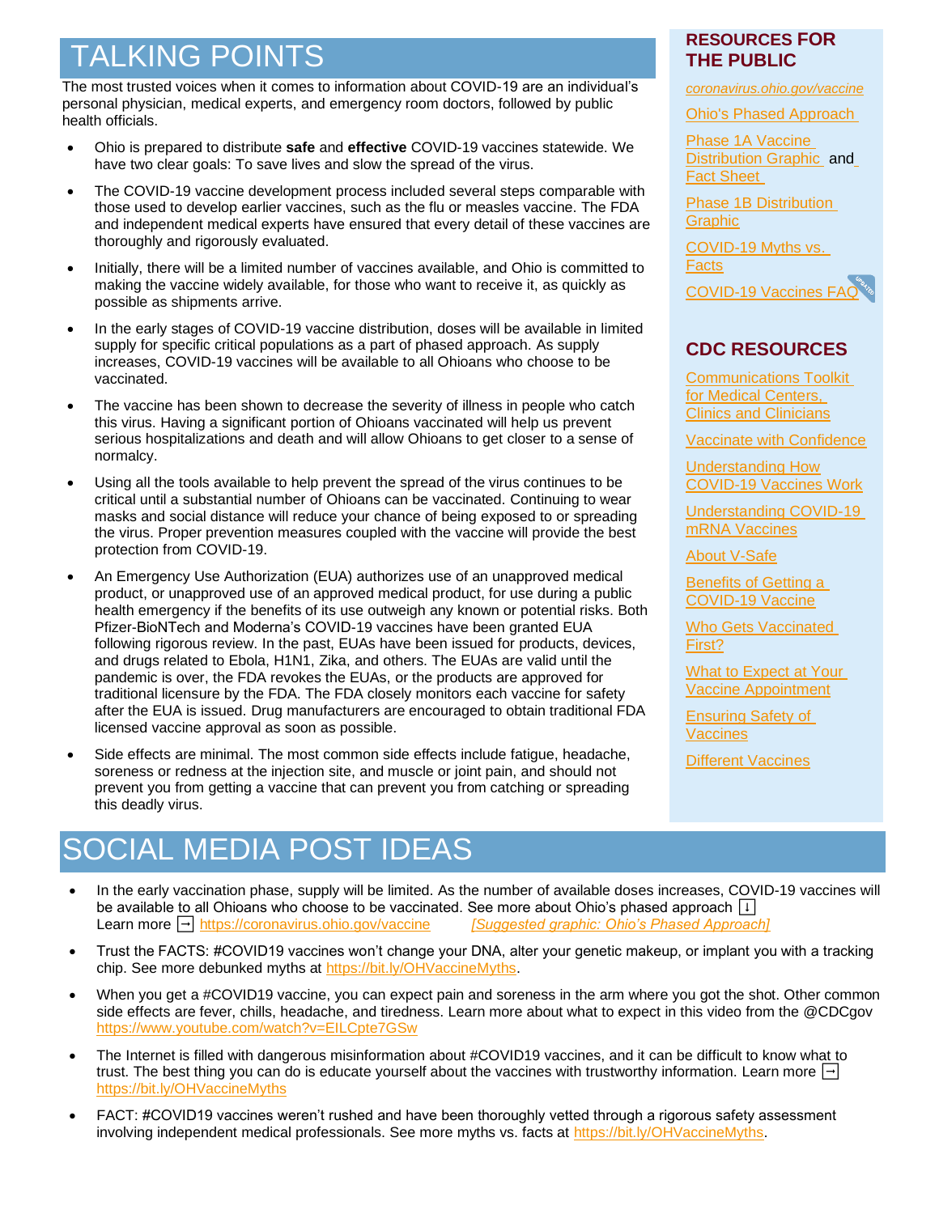# TALKING POINTS

The most trusted voices when it comes to information about COVID-19 are an individual's personal physician, medical experts, and emergency room doctors, followed by public health officials.

- Ohio is prepared to distribute **safe** and **effective** COVID-19 vaccines statewide. We have two clear goals: To save lives and slow the spread of the virus.
- The COVID-19 vaccine development process included several steps comparable with those used to develop earlier vaccines, such as the flu or measles vaccine. The FDA and independent medical experts have ensured that every detail of these vaccines are thoroughly and rigorously evaluated.
- Initially, there will be a limited number of vaccines available, and Ohio is committed to making the vaccine widely available, for those who want to receive it, as quickly as possible as shipments arrive.
- In the early stages of COVID-19 vaccine distribution, doses will be available in limited supply for specific critical populations as a part of phased approach. As supply increases, COVID-19 vaccines will be available to all Ohioans who choose to be vaccinated.
- The vaccine has been shown to decrease the severity of illness in people who catch this virus. Having a significant portion of Ohioans vaccinated will help us prevent serious hospitalizations and death and will allow Ohioans to get closer to a sense of normalcy.
- Using all the tools available to help prevent the spread of the virus continues to be critical until a substantial number of Ohioans can be vaccinated. Continuing to wear masks and social distance will reduce your chance of being exposed to or spreading the virus. Proper prevention measures coupled with the vaccine will provide the best protection from COVID-19.
- An Emergency Use Authorization (EUA) authorizes use of an unapproved medical product, or unapproved use of an approved medical product, for use during a public health emergency if the benefits of its use outweigh any known or potential risks. Both Pfizer-BioNTech and Moderna's COVID-19 vaccines have been granted EUA following rigorous review. In the past, EUAs have been issued for products, devices, and drugs related to Ebola, H1N1, Zika, and others. The EUAs are valid until the pandemic is over, the FDA revokes the EUAs, or the products are approved for traditional licensure by the FDA. The FDA closely monitors each vaccine for safety after the EUA is issued. Drug manufacturers are encouraged to obtain traditional FDA licensed vaccine approval as soon as possible.
- Side effects are minimal. The most common side effects include fatigue, headache, soreness or redness at the injection site, and muscle or joint pain, and should not prevent you from getting a vaccine that can prevent you from catching or spreading this deadly virus.

## RESOURCES FOR THE PUBLIC

*coronavirus.ohio.gov/vaccine*

Ohio's Phased Approach

Phase 1A Vaccine Distribution Graphic and Fact Sheet

Phase 1B Distribution Graphic

COVID-19 Myths vs. Facts

COVID-19 Vaccines FAQ (UPDATED)

## CDC RESOURCES

Communications Toolkit for Medical Centers, Clinics and Clinicians

Vaccinate with Confidence

Understanding How COVID-19 Vaccines Work

Understanding COVID-19 mRNA Vaccines

About V-Safe

Benefits of Getting a COVID-19 Vaccine

Who Gets Vaccinated First?

What to Expect at Your Vaccine Appointment

Ensuring Safety of Vaccines

Different Vaccines

# SOCIAL MEDIA POST IDEAS

- In the early vaccination phase, supply will be limited. As the number of available doses increases, COVID-19 vaccines will be available to all Ohioans who choose to be vaccinated. See more about Ohio's phased approach ↓ Learn more → https://coronavirus.ohio.gov/vaccine *[Suggested graphic: Ohio's Phased Approach]*
- Trust the FACTS: #COVID19 vaccines won't change your DNA, alter your genetic makeup, or implant you with a tracking chip. See more debunked myths at https://bit.ly/OHVaccineMyths.
- When you get a #COVID19 vaccine, you can expect pain and soreness in the arm where you got the shot. Other common side effects are fever, chills, headache, and tiredness. Learn more about what to expect in this video from the @CDCgov https://www.youtube.com/watch?v=EILCpte7GSw
- The Internet is filled with dangerous misinformation about #COVID19 vaccines, and it can be difficult to know what to trust. The best thing you can do is educate yourself about the vaccines with trustworthy information. Learn more → https://bit.ly/OHVaccineMyths
- FACT: #COVID19 vaccines weren't rushed and have been thoroughly vetted through a rigorous safety assessment involving independent medical professionals. See more myths vs. facts at https://bit.ly/OHVaccineMyths.